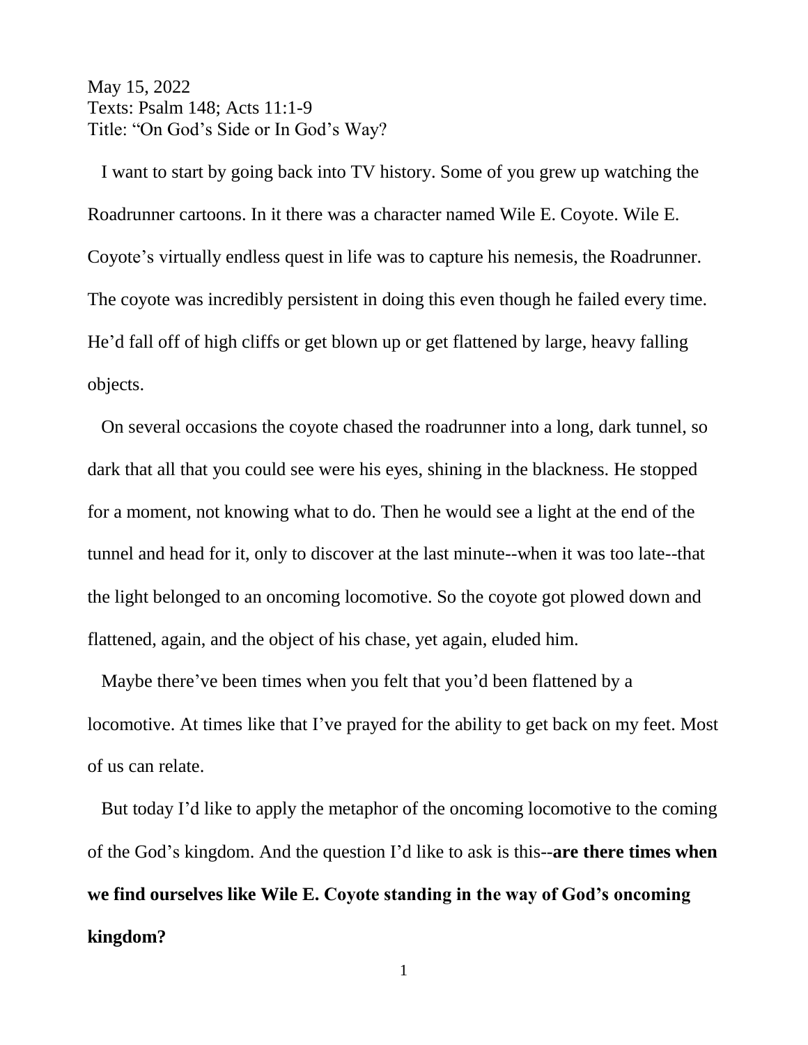May 15, 2022
Texts: Psalm 148; Acts 11:1-9
Title: "On God's Side or In God's Way?

I want to start by going back into TV history. Some of you grew up watching the Roadrunner cartoons. In it there was a character named Wile E. Coyote. Wile E. Coyote's virtually endless quest in life was to capture his nemesis, the Roadrunner. The coyote was incredibly persistent in doing this even though he failed every time. He'd fall off of high cliffs or get blown up or get flattened by large, heavy falling objects.

On several occasions the coyote chased the roadrunner into a long, dark tunnel, so dark that all that you could see were his eyes, shining in the blackness. He stopped for a moment, not knowing what to do. Then he would see a light at the end of the tunnel and head for it, only to discover at the last minute--when it was too late--that the light belonged to an oncoming locomotive. So the coyote got plowed down and flattened, again, and the object of his chase, yet again, eluded him.

Maybe there've been times when you felt that you'd been flattened by a locomotive. At times like that I've prayed for the ability to get back on my feet. Most of us can relate.

But today I'd like to apply the metaphor of the oncoming locomotive to the coming of the God's kingdom. And the question I'd like to ask is this--**are there times when we find ourselves like Wile E. Coyote standing in the way of God's oncoming kingdom?**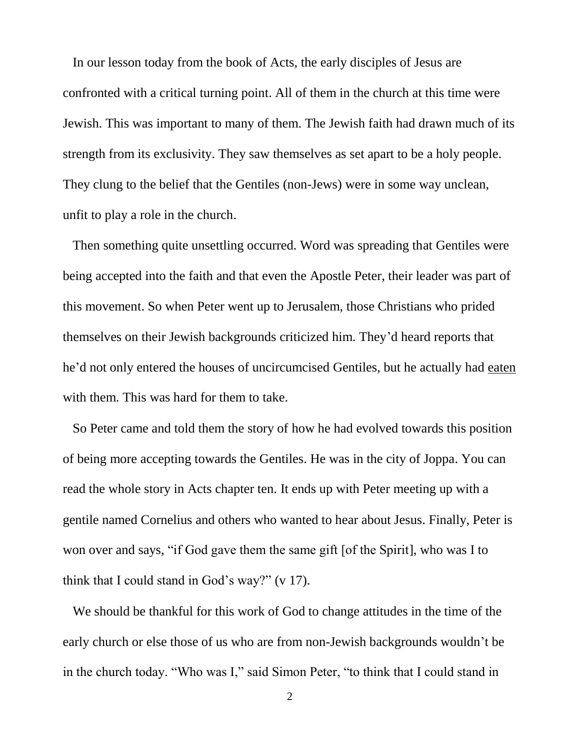In our lesson today from the book of Acts, the early disciples of Jesus are confronted with a critical turning point. All of them in the church at this time were Jewish. This was important to many of them. The Jewish faith had drawn much of its strength from its exclusivity. They saw themselves as set apart to be a holy people. They clung to the belief that the Gentiles (non-Jews) were in some way unclean, unfit to play a role in the church.

Then something quite unsettling occurred. Word was spreading that Gentiles were being accepted into the faith and that even the Apostle Peter, their leader was part of this movement. So when Peter went up to Jerusalem, those Christians who prided themselves on their Jewish backgrounds criticized him. They'd heard reports that he'd not only entered the houses of uncircumcised Gentiles, but he actually had <u>eaten</u> with them. This was hard for them to take.

So Peter came and told them the story of how he had evolved towards this position of being more accepting towards the Gentiles. He was in the city of Joppa. You can read the whole story in Acts chapter ten. It ends up with Peter meeting up with a gentile named Cornelius and others who wanted to hear about Jesus. Finally, Peter is won over and says, "if God gave them the same gift [of the Spirit], who was I to think that I could stand in God's way?" (v 17).

We should be thankful for this work of God to change attitudes in the time of the early church or else those of us who are from non-Jewish backgrounds wouldn't be in the church today. "Who was I," said Simon Peter, "to think that I could stand in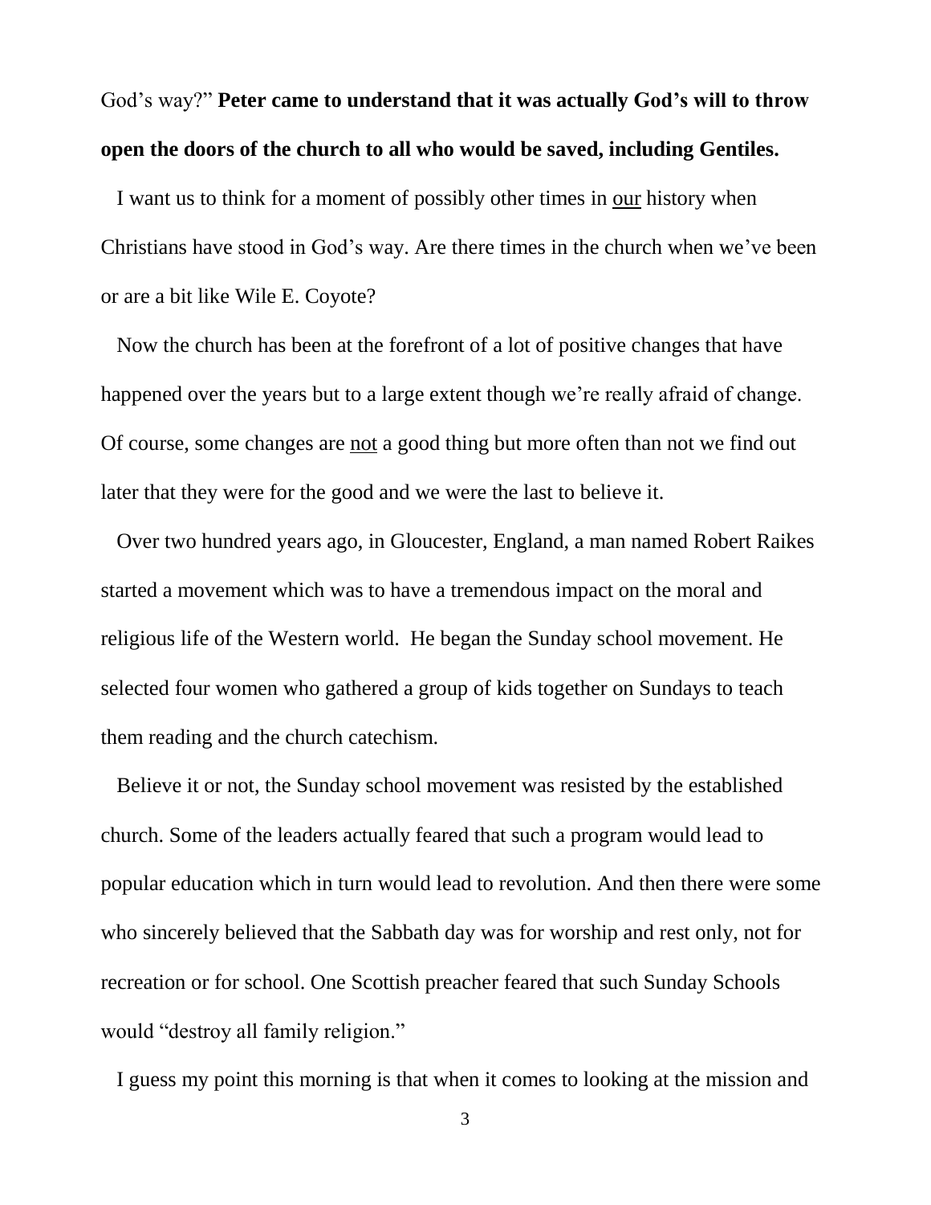God's way?" **Peter came to understand that it was actually God's will to throw open the doors of the church to all who would be saved, including Gentiles.**

I want us to think for a moment of possibly other times in <u>our</u> history when Christians have stood in God's way. Are there times in the church when we've been or are a bit like Wile E. Coyote?

Now the church has been at the forefront of a lot of positive changes that have happened over the years but to a large extent though we're really afraid of change. Of course, some changes are <u>not</u> a good thing but more often than not we find out later that they were for the good and we were the last to believe it.

Over two hundred years ago, in Gloucester, England, a man named Robert Raikes started a movement which was to have a tremendous impact on the moral and religious life of the Western world. He began the Sunday school movement. He selected four women who gathered a group of kids together on Sundays to teach them reading and the church catechism.

Believe it or not, the Sunday school movement was resisted by the established church. Some of the leaders actually feared that such a program would lead to popular education which in turn would lead to revolution. And then there were some who sincerely believed that the Sabbath day was for worship and rest only, not for recreation or for school. One Scottish preacher feared that such Sunday Schools would "destroy all family religion."

I guess my point this morning is that when it comes to looking at the mission and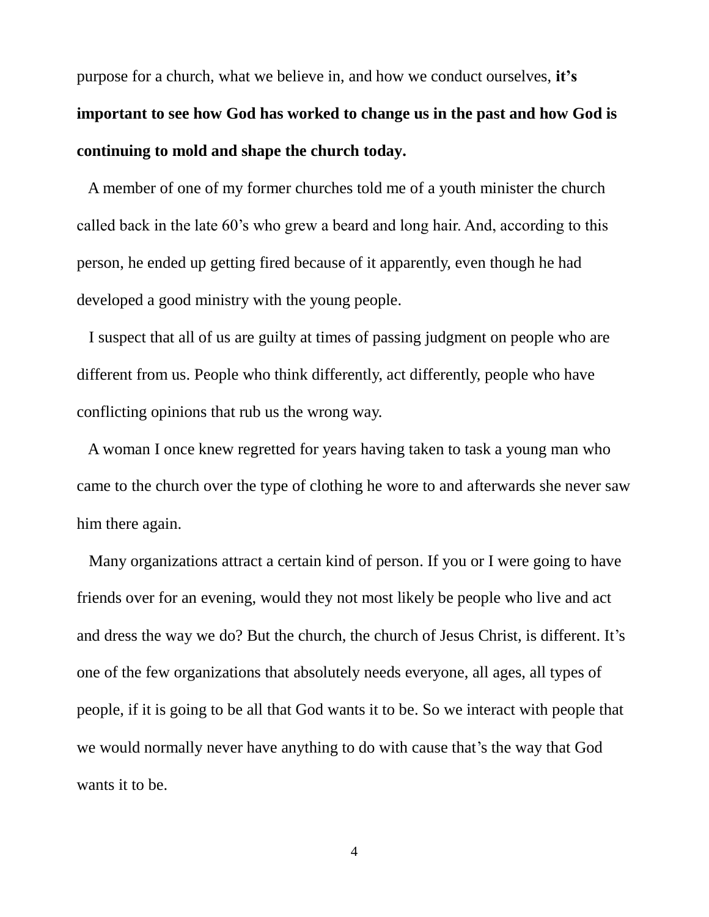purpose for a church, what we believe in, and how we conduct ourselves, **it's important to see how God has worked to change us in the past and how God is continuing to mold and shape the church today.**

A member of one of my former churches told me of a youth minister the church called back in the late 60's who grew a beard and long hair. And, according to this person, he ended up getting fired because of it apparently, even though he had developed a good ministry with the young people.

I suspect that all of us are guilty at times of passing judgment on people who are different from us. People who think differently, act differently, people who have conflicting opinions that rub us the wrong way.

A woman I once knew regretted for years having taken to task a young man who came to the church over the type of clothing he wore to and afterwards she never saw him there again.

Many organizations attract a certain kind of person. If you or I were going to have friends over for an evening, would they not most likely be people who live and act and dress the way we do? But the church, the church of Jesus Christ, is different. It's one of the few organizations that absolutely needs everyone, all ages, all types of people, if it is going to be all that God wants it to be. So we interact with people that we would normally never have anything to do with cause that's the way that God wants it to be.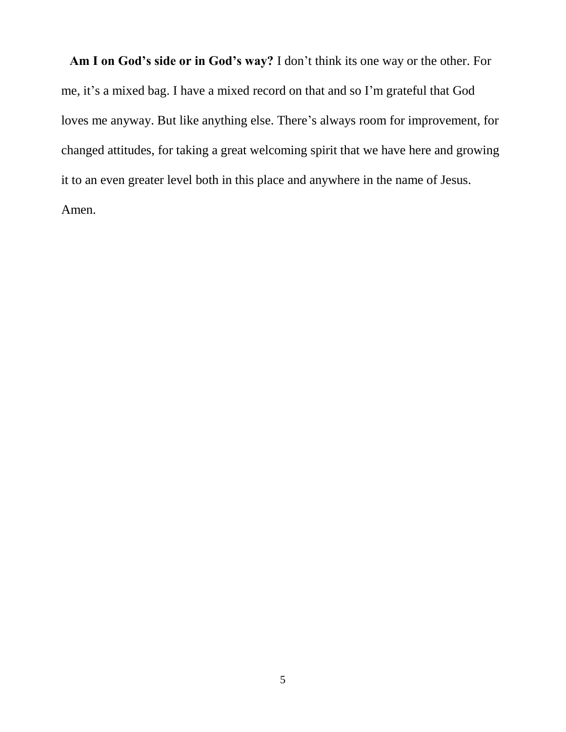**Am I on God's side or in God's way?** I don't think its one way or the other. For me, it's a mixed bag. I have a mixed record on that and so I'm grateful that God loves me anyway. But like anything else. There's always room for improvement, for changed attitudes, for taking a great welcoming spirit that we have here and growing it to an even greater level both in this place and anywhere in the name of Jesus. Amen.